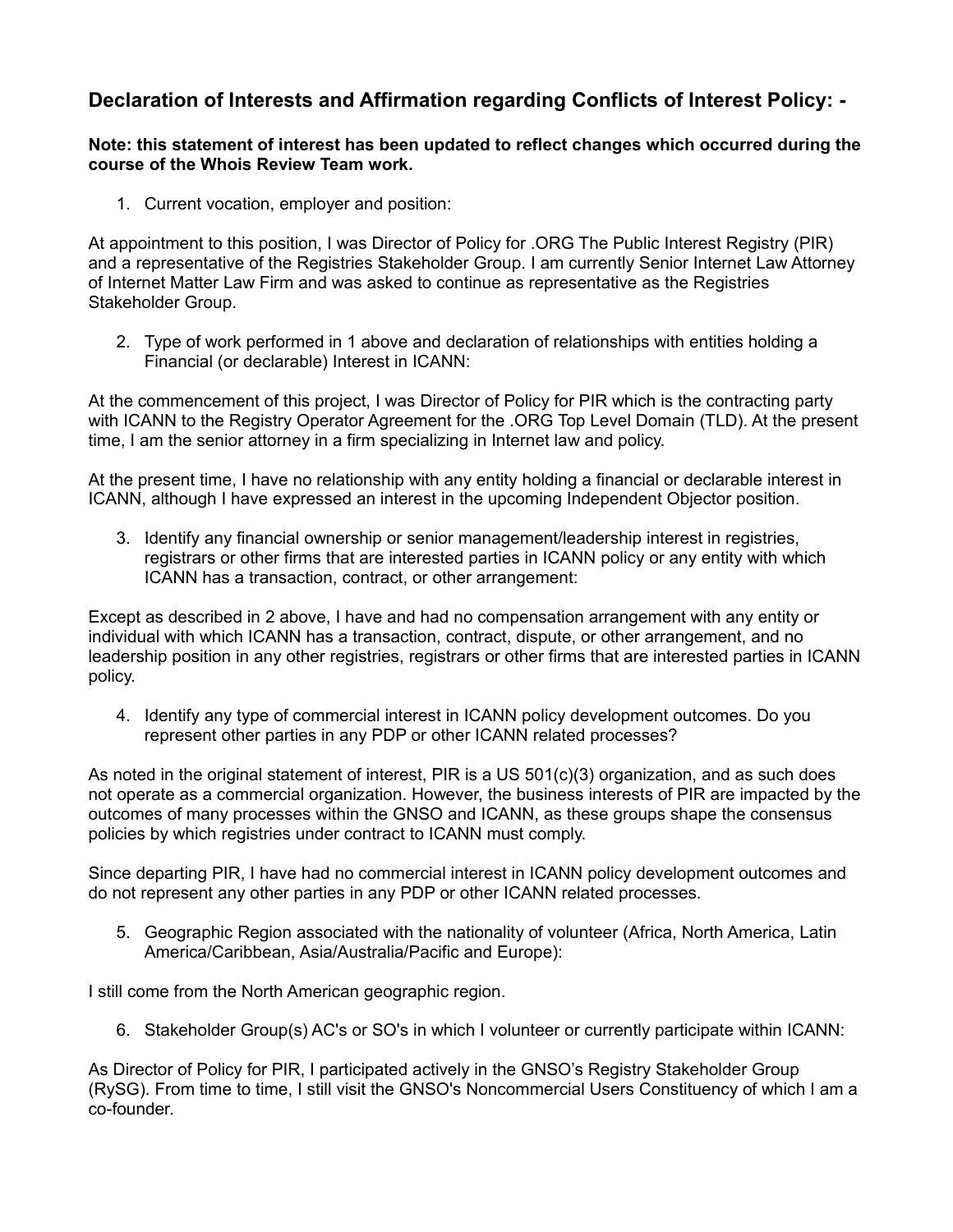## Declaration of Interests and Affirmation regarding Conflicts of Interest Policy: -

**Note: this statement of interest has been updated to reflect changes which occurred during the course of the Whois Review Team work.**

1. Current vocation, employer and position:

At appointment to this position, I was Director of Policy for .ORG The Public Interest Registry (PIR) and a representative of the Registries Stakeholder Group. I am currently Senior Internet Law Attorney of Internet Matter Law Firm and was asked to continue as representative as the Registries Stakeholder Group.

2. Type of work performed in 1 above and declaration of relationships with entities holding a Financial (or declarable) Interest in ICANN:

At the commencement of this project, I was Director of Policy for PIR which is the contracting party with ICANN to the Registry Operator Agreement for the .ORG Top Level Domain (TLD). At the present time, I am the senior attorney in a firm specializing in Internet law and policy.

At the present time, I have no relationship with any entity holding a financial or declarable interest in ICANN, although I have expressed an interest in the upcoming Independent Objector position.

3. Identify any financial ownership or senior management/leadership interest in registries, registrars or other firms that are interested parties in ICANN policy or any entity with which ICANN has a transaction, contract, or other arrangement:

Except as described in 2 above, I have and had no compensation arrangement with any entity or individual with which ICANN has a transaction, contract, dispute, or other arrangement, and no leadership position in any other registries, registrars or other firms that are interested parties in ICANN policy.

4. Identify any type of commercial interest in ICANN policy development outcomes. Do you represent other parties in any PDP or other ICANN related processes?

As noted in the original statement of interest, PIR is a US 501(c)(3) organization, and as such does not operate as a commercial organization. However, the business interests of PIR are impacted by the outcomes of many processes within the GNSO and ICANN, as these groups shape the consensus policies by which registries under contract to ICANN must comply.

Since departing PIR, I have had no commercial interest in ICANN policy development outcomes and do not represent any other parties in any PDP or other ICANN related processes.

5. Geographic Region associated with the nationality of volunteer (Africa, North America, Latin America/Caribbean, Asia/Australia/Pacific and Europe):

I still come from the North American geographic region.

6. Stakeholder Group(s) AC's or SO's in which I volunteer or currently participate within ICANN:

As Director of Policy for PIR, I participated actively in the GNSO's Registry Stakeholder Group (RySG). From time to time, I still visit the GNSO's Noncommercial Users Constituency of which I am a co-founder.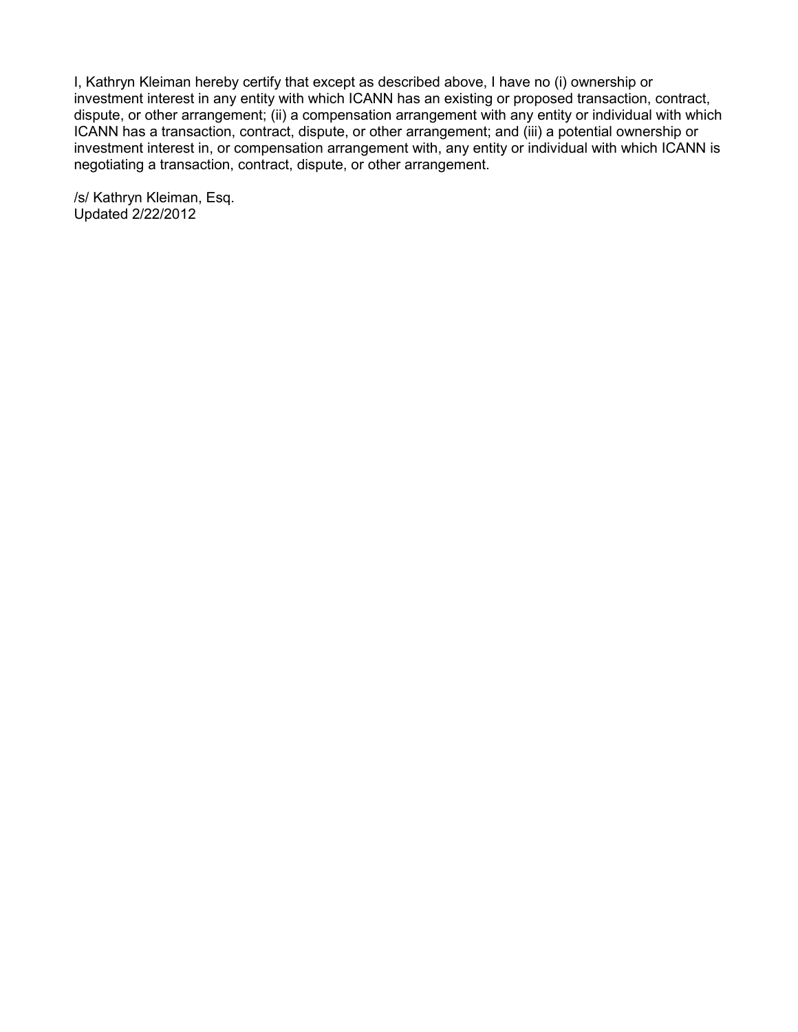I, Kathryn Kleiman hereby certify that except as described above, I have no (i) ownership or investment interest in any entity with which ICANN has an existing or proposed transaction, contract, dispute, or other arrangement; (ii) a compensation arrangement with any entity or individual with which ICANN has a transaction, contract, dispute, or other arrangement; and (iii) a potential ownership or investment interest in, or compensation arrangement with, any entity or individual with which ICANN is negotiating a transaction, contract, dispute, or other arrangement.

/s/ Kathryn Kleiman, Esq.
Updated 2/22/2012